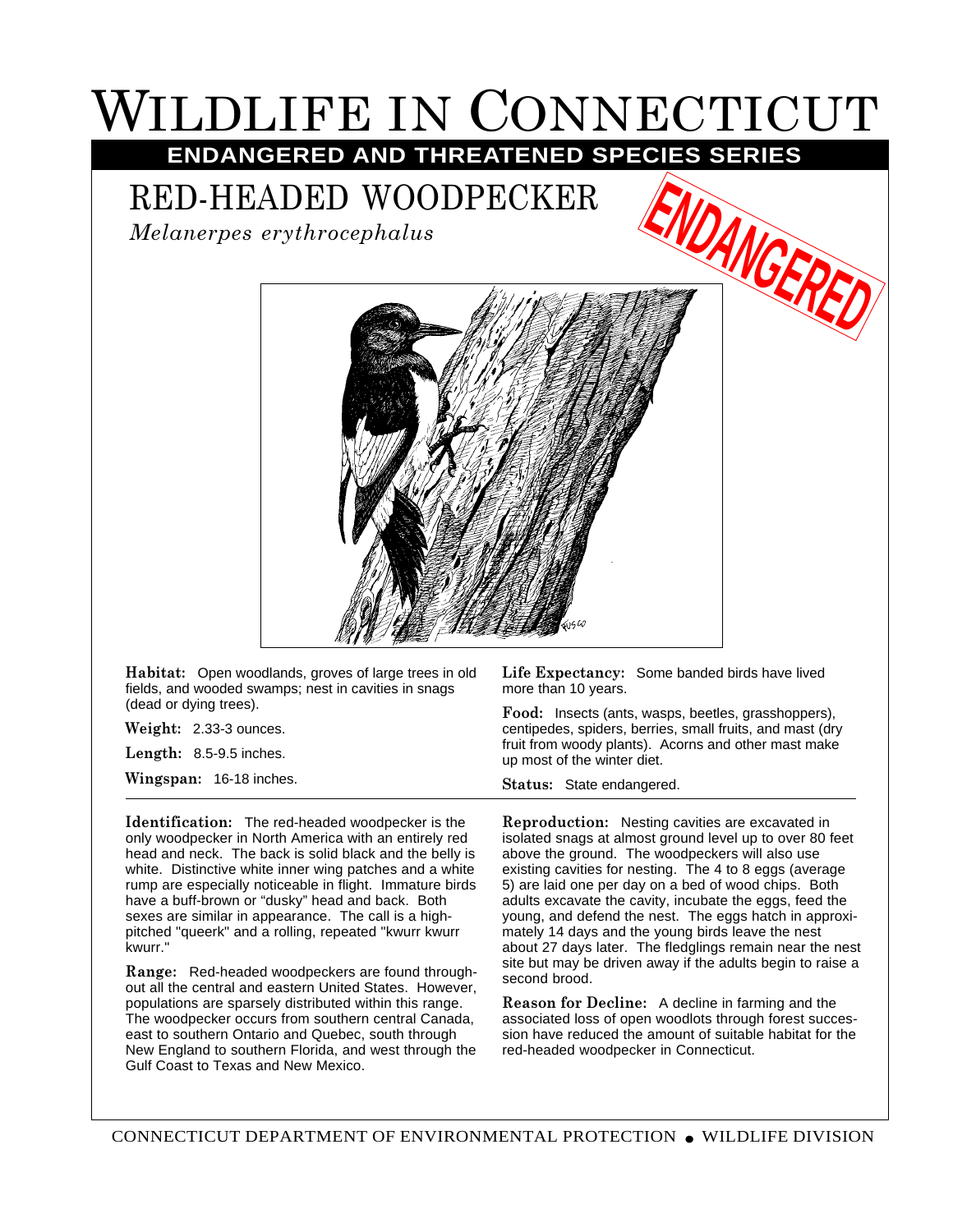# WILDLIFE IN CONNECTICUT

**ENDANGERED AND THREATENED SPECIES SERIES**

## RED-HEADED WOODPECKER

*Melanerpes erythrocephalus*

ENDANGERED

**Habitat:** Open woodlands, groves of large trees in old fields, and wooded swamps; nest in cavities in snags (dead or dying trees).

**Weight:** 2.33-3 ounces.

**Length:** 8.5-9.5 inches.

**Wingspan:** 16-18 inches.

**Life Expectancy:** Some banded birds have lived more than 10 years.

**Food:** Insects (ants, wasps, beetles, grasshoppers), centipedes, spiders, berries, small fruits, and mast (dry fruit from woody plants). Acorns and other mast make up most of the winter diet.

**Status:** State endangered.

---

**Identification:** The red-headed woodpecker is the only woodpecker in North America with an entirely red head and neck. The back is solid black and the belly is white. Distinctive white inner wing patches and a white rump are especially noticeable in flight. Immature birds have a buff-brown or "dusky" head and back. Both sexes are similar in appearance. The call is a high-pitched "queerk" and a rolling, repeated "kwurr kwurr kwurr."

**Range:** Red-headed woodpeckers are found throughout all the central and eastern United States. However, populations are sparsely distributed within this range. The woodpecker occurs from southern central Canada, east to southern Ontario and Quebec, south through New England to southern Florida, and west through the Gulf Coast to Texas and New Mexico.

**Reproduction:** Nesting cavities are excavated in isolated snags at almost ground level up to over 80 feet above the ground. The woodpeckers will also use existing cavities for nesting. The 4 to 8 eggs (average 5) are laid one per day on a bed of wood chips. Both adults excavate the cavity, incubate the eggs, feed the young, and defend the nest. The eggs hatch in approximately 14 days and the young birds leave the nest about 27 days later. The fledglings remain near the nest site but may be driven away if the adults begin to raise a second brood.

**Reason for Decline:** A decline in farming and the associated loss of open woodlots through forest succession have reduced the amount of suitable habitat for the red-headed woodpecker in Connecticut.

CONNECTICUT DEPARTMENT OF ENVIRONMENTAL PROTECTION • WILDLIFE DIVISION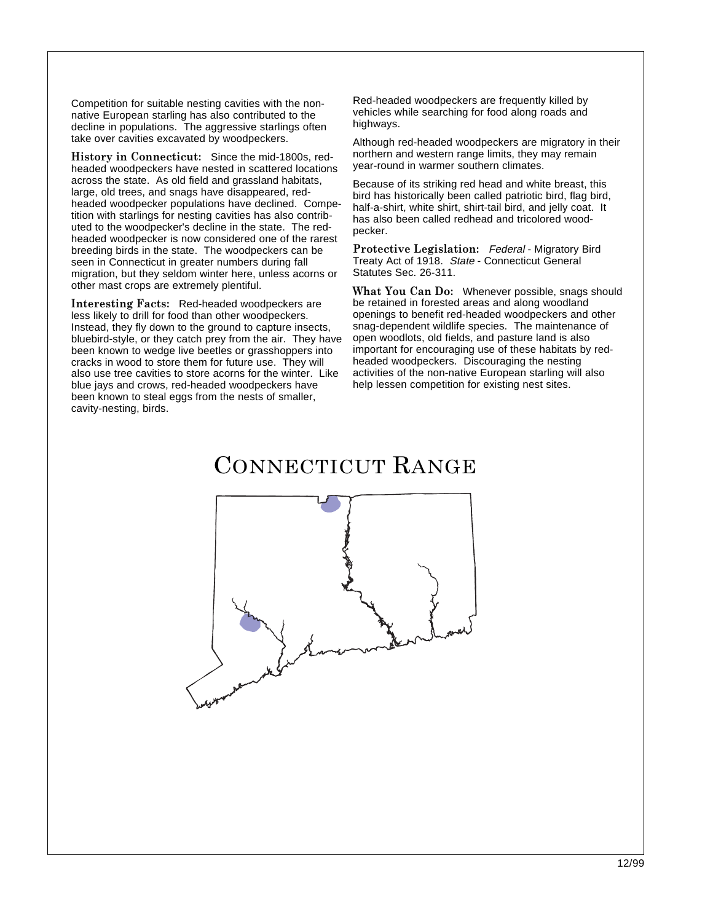Competition for suitable nesting cavities with the non-native European starling has also contributed to the decline in populations. The aggressive starlings often take over cavities excavated by woodpeckers.

**History in Connecticut:** Since the mid-1800s, red-headed woodpeckers have nested in scattered locations across the state. As old field and grassland habitats, large, old trees, and snags have disappeared, red-headed woodpecker populations have declined. Competition with starlings for nesting cavities has also contributed to the woodpecker's decline in the state. The red-headed woodpecker is now considered one of the rarest breeding birds in the state. The woodpeckers can be seen in Connecticut in greater numbers during fall migration, but they seldom winter here, unless acorns or other mast crops are extremely plentiful.

**Interesting Facts:** Red-headed woodpeckers are less likely to drill for food than other woodpeckers. Instead, they fly down to the ground to capture insects, bluebird-style, or they catch prey from the air. They have been known to wedge live beetles or grasshoppers into cracks in wood to store them for future use. They will also use tree cavities to store acorns for the winter. Like blue jays and crows, red-headed woodpeckers have been known to steal eggs from the nests of smaller, cavity-nesting, birds.

Red-headed woodpeckers are frequently killed by vehicles while searching for food along roads and highways.

Although red-headed woodpeckers are migratory in their northern and western range limits, they may remain year-round in warmer southern climates.

Because of its striking red head and white breast, this bird has historically been called patriotic bird, flag bird, half-a-shirt, white shirt, shirt-tail bird, and jelly coat. It has also been called redhead and tricolored woodpecker.

**Protective Legislation:** *Federal* - Migratory Bird Treaty Act of 1918. *State* - Connecticut General Statutes Sec. 26-311.

**What You Can Do:** Whenever possible, snags should be retained in forested areas and along woodland openings to benefit red-headed woodpeckers and other snag-dependent wildlife species. The maintenance of open woodlots, old fields, and pasture land is also important for encouraging use of these habitats by red-headed woodpeckers. Discouraging the nesting activities of the non-native European starling will also help lessen competition for existing nest sites.

## Connecticut Range

12/99